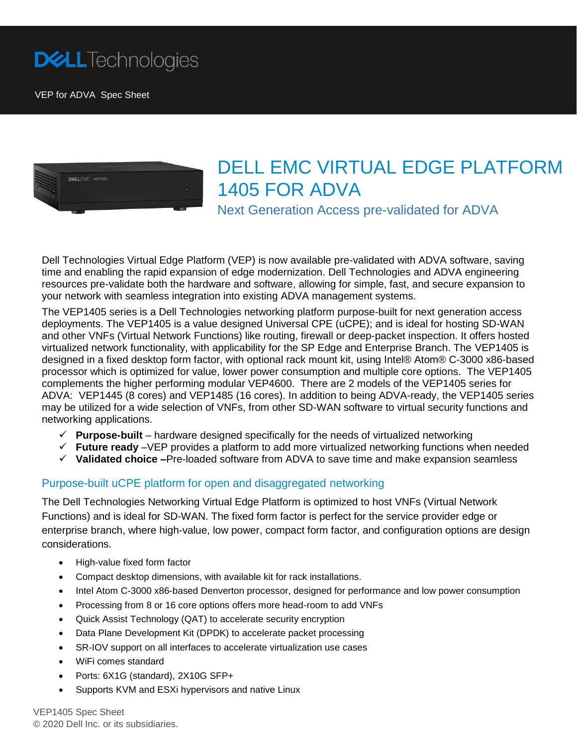# DELL EMC VIRTUAL EDGE PLATFORM 1405 FOR ADVA

## Next Generation Access pre-validated for ADVA

Dell Technologies Virtual Edge Platform (VEP) is now available pre-validated with ADVA software, saving time and enabling the rapid expansion of edge modernization. Dell Technologies and ADVA engineering resources pre-validate both the hardware and software, allowing for simple, fast, and secure expansion to your network with seamless integration into existing ADVA management systems.

The VEP1405 series is a Dell Technologies networking platform purpose-built for next generation access deployments. The VEP1405 is a value designed Universal CPE (uCPE); and is ideal for hosting SD-WAN and other VNFs (Virtual Network Functions) like routing, firewall or deep-packet inspection. It offers hosted virtualized network functionality, with applicability for the SP Edge and Enterprise Branch. The VEP1405 is designed in a fixed desktop form factor, with optional rack mount kit, using Intel® Atom® C-3000 x86-based processor which is optimized for value, lower power consumption and multiple core options. The VEP1405 complements the higher performing modular VEP4600. There are 2 models of the VEP1405 series for ADVA: VEP1445 (8 cores) and VEP1485 (16 cores). In addition to being ADVA-ready, the VEP1405 series may be utilized for a wide selection of VNFs, from other SD-WAN software to virtual security functions and networking applications.

- ✓ **Purpose-built** – hardware designed specifically for the needs of virtualized networking
- ✓ **Future ready** –VEP provides a platform to add more virtualized networking functions when needed
- ✓ **Validated choice –**Pre-loaded software from ADVA to save time and make expansion seamless

## Purpose-built uCPE platform for open and disaggregated networking

The Dell Technologies Networking Virtual Edge Platform is optimized to host VNFs (Virtual Network Functions) and is ideal for SD-WAN. The fixed form factor is perfect for the service provider edge or enterprise branch, where high-value, low power, compact form factor, and configuration options are design considerations.

- High-value fixed form factor
- Compact desktop dimensions, with available kit for rack installations.
- Intel Atom C-3000 x86-based Denverton processor, designed for performance and low power consumption
- Processing from 8 or 16 core options offers more head-room to add VNFs
- Quick Assist Technology (QAT) to accelerate security encryption
- Data Plane Development Kit (DPDK) to accelerate packet processing
- SR-IOV support on all interfaces to accelerate virtualization use cases
- WiFi comes standard
- Ports: 6X1G (standard), 2X10G SFP+
- Supports KVM and ESXi hypervisors and native Linux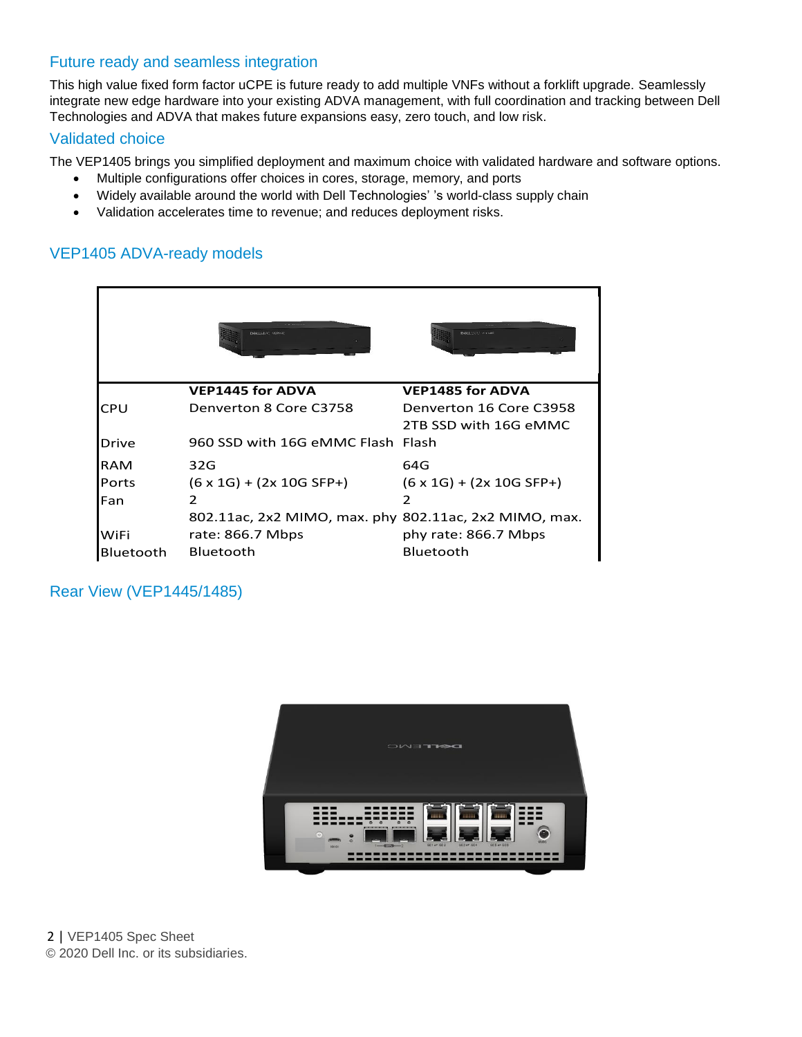## Future ready and seamless integration

This high value fixed form factor uCPE is future ready to add multiple VNFs without a forklift upgrade. Seamlessly integrate new edge hardware into your existing ADVA management, with full coordination and tracking between Dell Technologies and ADVA that makes future expansions easy, zero touch, and low risk.

## Validated choice

The VEP1405 brings you simplified deployment and maximum choice with validated hardware and software options.

- Multiple configurations offer choices in cores, storage, memory, and ports
- Widely available around the world with Dell Technologies' 's world-class supply chain
- Validation accelerates time to revenue; and reduces deployment risks.

## VEP1405 ADVA-ready models

| | **VEP1445 for ADVA** | **VEP1485 for ADVA** |
|---|---|---|
| CPU | Denverton 8 Core C3758 | Denverton 16 Core C3958 |
| Drive | 960 SSD with 16G eMMC Flash | 2TB SSD with 16G eMMC Flash |
| RAM | 32G | 64G |
| Ports | (6 x 1G) + (2x 10G SFP+) | (6 x 1G) + (2x 10G SFP+) |
| Fan | 2 | 2 |
| WiFi | 802.11ac, 2x2 MIMO, max. phy rate: 866.7 Mbps | 802.11ac, 2x2 MIMO, max. phy rate: 866.7 Mbps |
| Bluetooth | Bluetooth | Bluetooth |

## Rear View (VEP1445/1485)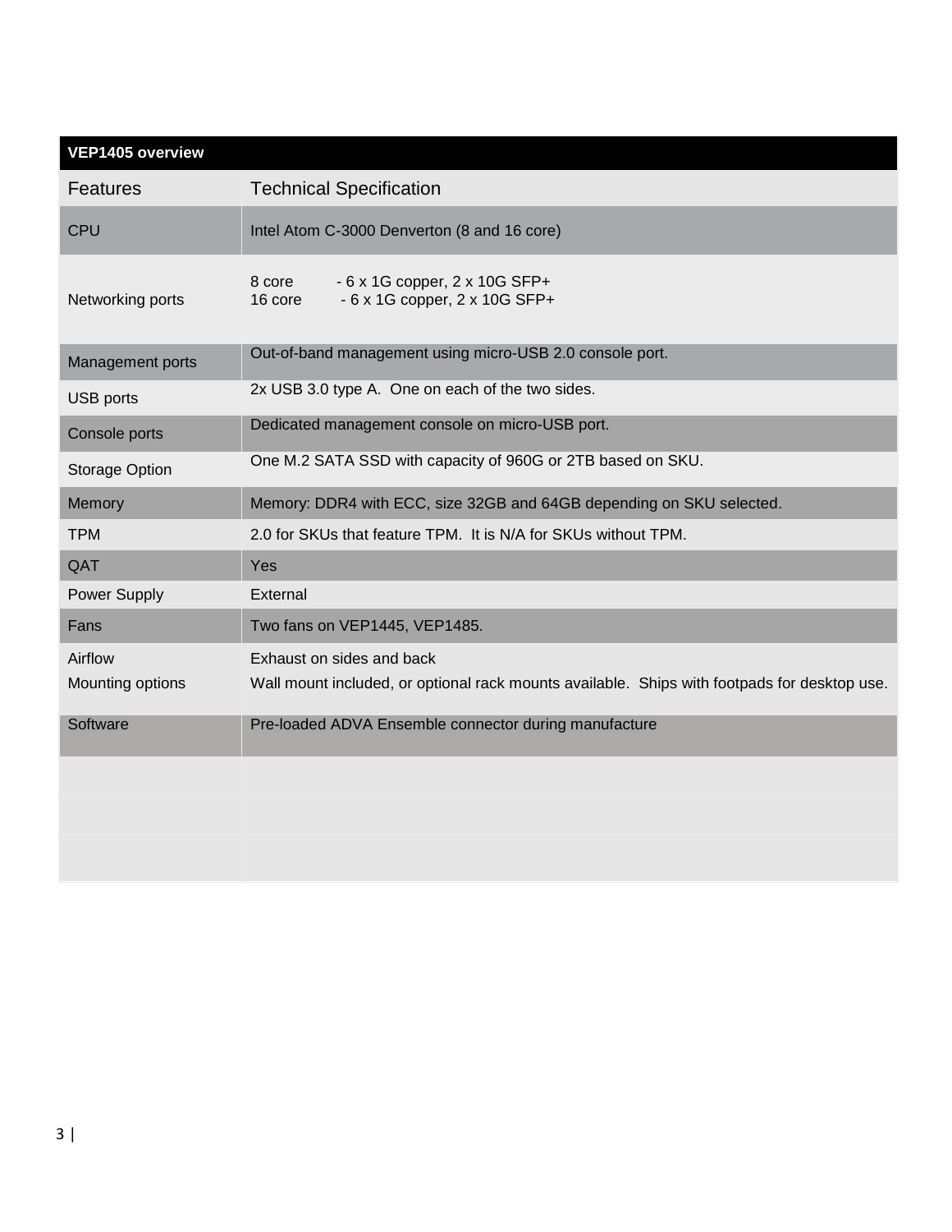| VEP1405 overview | |
|---|---|
| **Features** | **Technical Specification** |
| CPU | Intel Atom C-3000 Denverton (8 and 16 core) |
| Networking ports | 8 core - 6 x 1G copper, 2 x 10G SFP+<br>16 core - 6 x 1G copper, 2 x 10G SFP+ |
| Management ports | Out-of-band management using micro-USB 2.0 console port. |
| USB ports | 2x USB 3.0 type A. One on each of the two sides. |
| Console ports | Dedicated management console on micro-USB port. |
| Storage Option | One M.2 SATA SSD with capacity of 960G or 2TB based on SKU. |
| Memory | Memory: DDR4 with ECC, size 32GB and 64GB depending on SKU selected. |
| TPM | 2.0 for SKUs that feature TPM. It is N/A for SKUs without TPM. |
| QAT | Yes |
| Power Supply | External |
| Fans | Two fans on VEP1445, VEP1485. |
| Airflow | Exhaust on sides and back |
| Mounting options | Wall mount included, or optional rack mounts available. Ships with footpads for desktop use. |
| Software | Pre-loaded ADVA Ensemble connector during manufacture |
| | |
| | |
| | |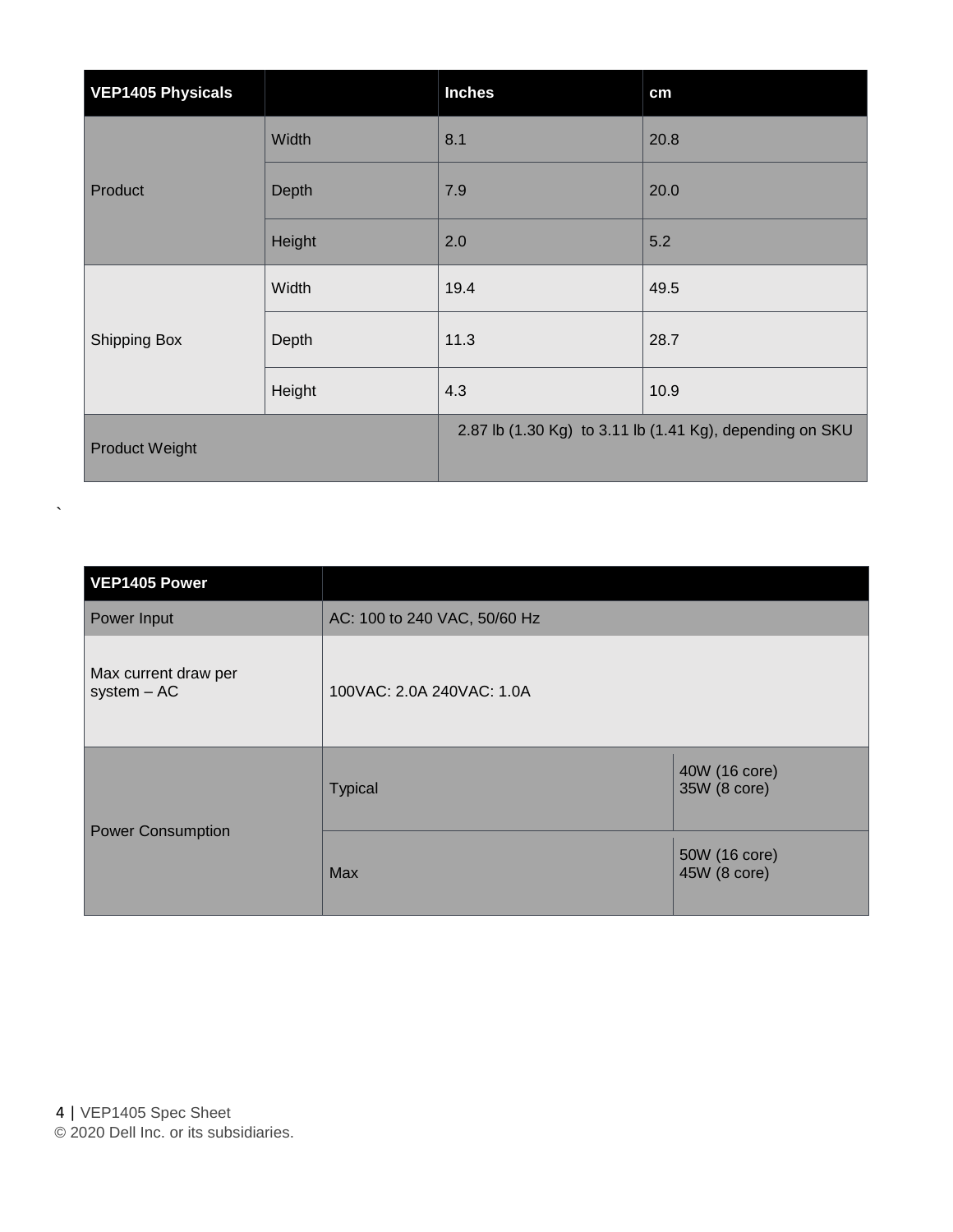| VEP1405 Physicals | | Inches | cm |
|---|---|---|---|
| Product | Width | 8.1 | 20.8 |
| | Depth | 7.9 | 20.0 |
| | Height | 2.0 | 5.2 |
| Shipping Box | Width | 19.4 | 49.5 |
| | Depth | 11.3 | 28.7 |
| | Height | 4.3 | 10.9 |
| Product Weight | | 2.87 lb (1.30 Kg) to 3.11 lb (1.41 Kg), depending on SKU | |

`

| VEP1405 Power | | |
|---|---|---|
| Power Input | AC: 100 to 240 VAC, 50/60 Hz | |
| Max current draw per system – AC | 100VAC: 2.0A 240VAC: 1.0A | |
| Power Consumption | Typical | 40W (16 core)<br>35W (8 core) |
| | Max | 50W (16 core)<br>45W (8 core) |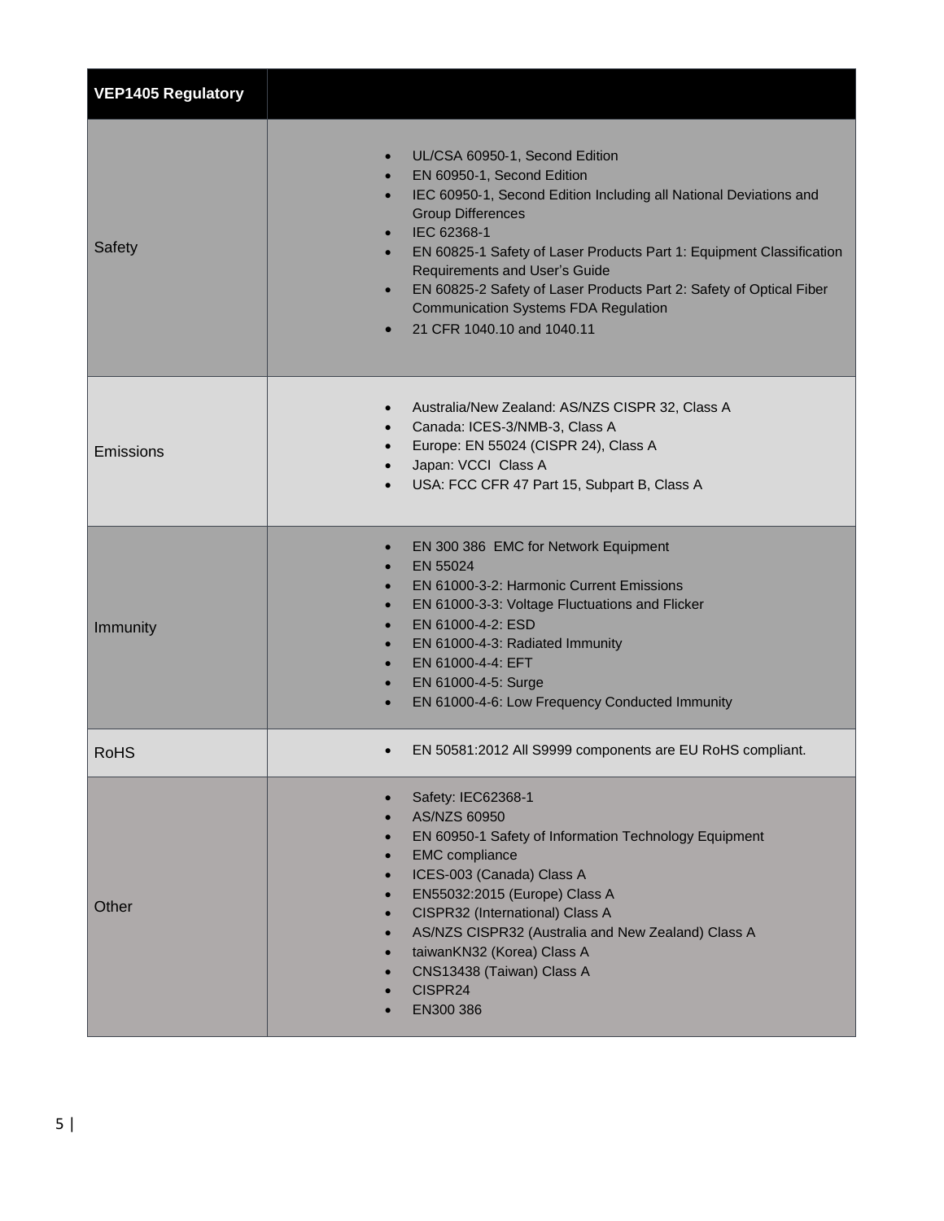| VEP1405 Regulatory | |
|---|---|
| Safety | • UL/CSA 60950-1, Second Edition<br>• EN 60950-1, Second Edition<br>• IEC 60950-1, Second Edition Including all National Deviations and Group Differences<br>• IEC 62368-1<br>• EN 60825-1 Safety of Laser Products Part 1: Equipment Classification Requirements and User's Guide<br>• EN 60825-2 Safety of Laser Products Part 2: Safety of Optical Fiber Communication Systems FDA Regulation<br>• 21 CFR 1040.10 and 1040.11 |
| Emissions | • Australia/New Zealand: AS/NZS CISPR 32, Class A<br>• Canada: ICES-3/NMB-3, Class A<br>• Europe: EN 55024 (CISPR 24), Class A<br>• Japan: VCCI Class A<br>• USA: FCC CFR 47 Part 15, Subpart B, Class A |
| Immunity | • EN 300 386 EMC for Network Equipment<br>• EN 55024<br>• EN 61000-3-2: Harmonic Current Emissions<br>• EN 61000-3-3: Voltage Fluctuations and Flicker<br>• EN 61000-4-2: ESD<br>• EN 61000-4-3: Radiated Immunity<br>• EN 61000-4-4: EFT<br>• EN 61000-4-5: Surge<br>• EN 61000-4-6: Low Frequency Conducted Immunity |
| RoHS | • EN 50581:2012 All S9999 components are EU RoHS compliant. |
| Other | • Safety: IEC62368-1<br>• AS/NZS 60950<br>• EN 60950-1 Safety of Information Technology Equipment<br>• EMC compliance<br>• ICES-003 (Canada) Class A<br>• EN55032:2015 (Europe) Class A<br>• CISPR32 (International) Class A<br>• AS/NZS CISPR32 (Australia and New Zealand) Class A<br>• taiwanKN32 (Korea) Class A<br>• CNS13438 (Taiwan) Class A<br>• CISPR24<br>• EN300 386 |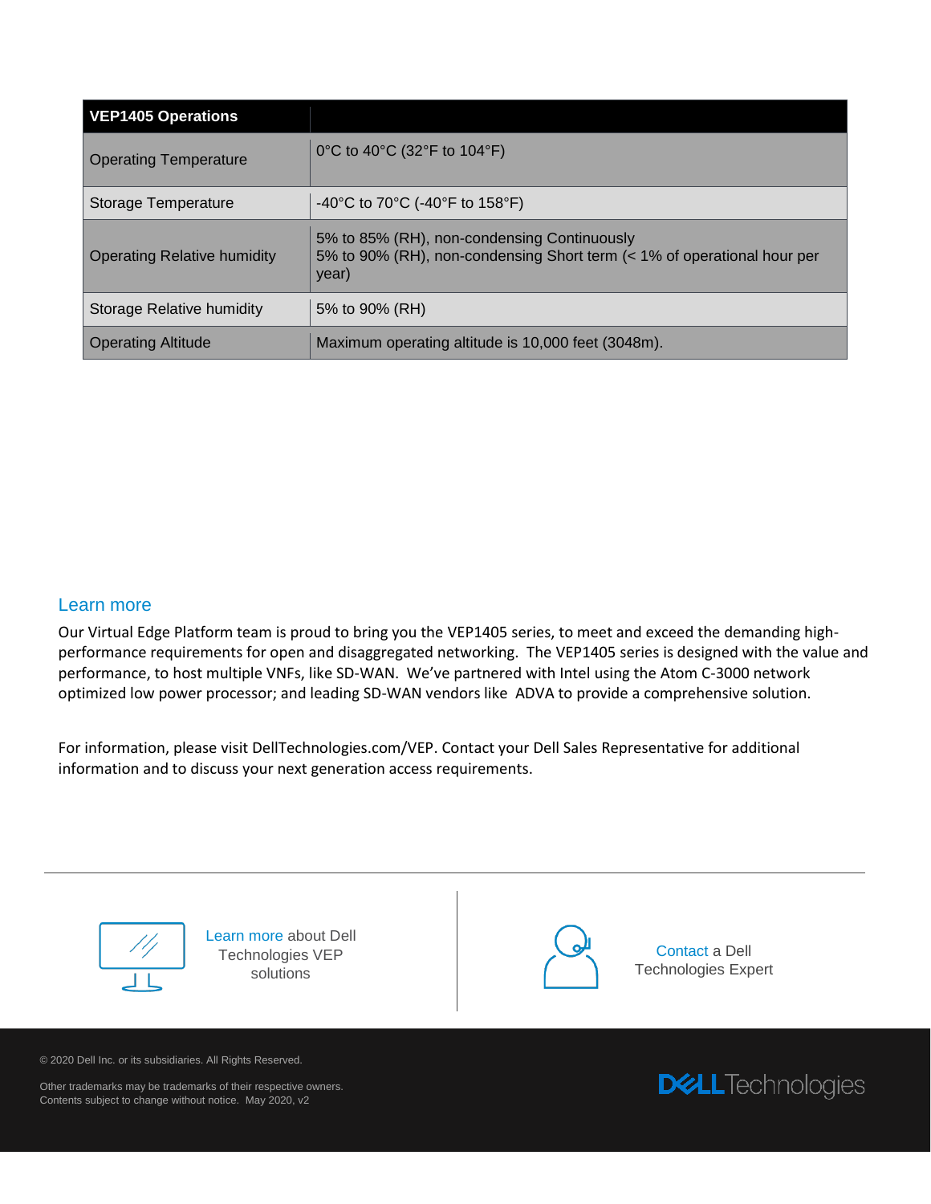| VEP1405 Operations | |
|---|---|
| Operating Temperature | 0°C to 40°C (32°F to 104°F) |
| Storage Temperature | -40°C to 70°C (-40°F to 158°F) |
| Operating Relative humidity | 5% to 85% (RH), non-condensing Continuously<br>5% to 90% (RH), non-condensing Short term (< 1% of operational hour per year) |
| Storage Relative humidity | 5% to 90% (RH) |
| Operating Altitude | Maximum operating altitude is 10,000 feet (3048m). |

## Learn more

Our Virtual Edge Platform team is proud to bring you the VEP1405 series, to meet and exceed the demanding high-performance requirements for open and disaggregated networking. The VEP1405 series is designed with the value and performance, to host multiple VNFs, like SD-WAN. We've partnered with Intel using the Atom C-3000 network optimized low power processor; and leading SD-WAN vendors like ADVA to provide a comprehensive solution.

For information, please visit DellTechnologies.com/VEP. Contact your Dell Sales Representative for additional information and to discuss your next generation access requirements.

Learn more about Dell Technologies VEP solutions

Contact a Dell Technologies Expert

© 2020 Dell Inc. or its subsidiaries. All Rights Reserved.

Other trademarks may be trademarks of their respective owners.
Contents subject to change without notice. May 2020, v2

DELL Technologies